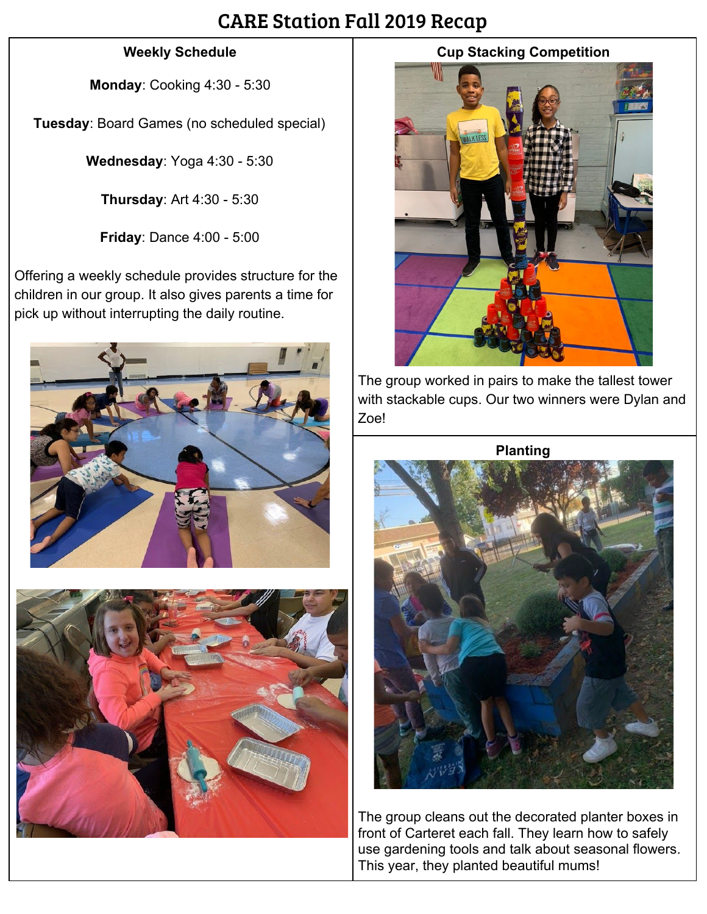# CARE Station Fall 2019 Recap

## Weekly Schedule

**Monday**: Cooking 4:30 - 5:30

**Tuesday**: Board Games (no scheduled special)

**Wednesday**: Yoga 4:30 - 5:30

**Thursday**: Art 4:30 - 5:30

**Friday**: Dance 4:00 - 5:00

Offering a weekly schedule provides structure for the children in our group. It also gives parents a time for pick up without interrupting the daily routine.

## Cup Stacking Competition

The group worked in pairs to make the tallest tower with stackable cups. Our two winners were Dylan and Zoe!

## Planting

The group cleans out the decorated planter boxes in front of Carteret each fall. They learn how to safely use gardening tools and talk about seasonal flowers. This year, they planted beautiful mums!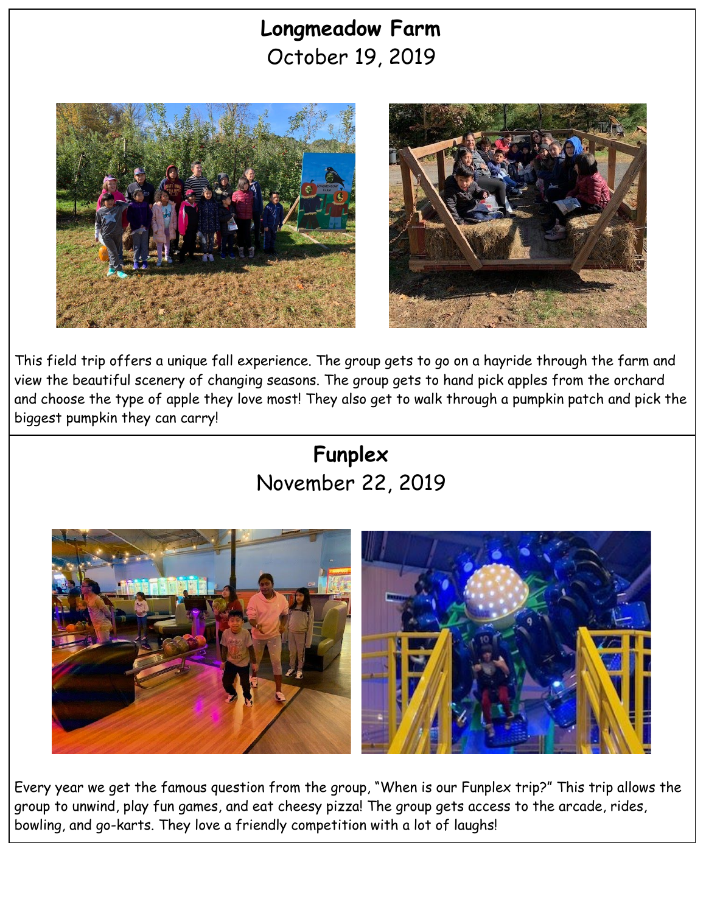## Longmeadow Farm

October 19, 2019

This field trip offers a unique fall experience. The group gets to go on a hayride through the farm and view the beautiful scenery of changing seasons. The group gets to hand pick apples from the orchard and choose the type of apple they love most! They also get to walk through a pumpkin patch and pick the biggest pumpkin they can carry!

## Funplex

November 22, 2019

Every year we get the famous question from the group, "When is our Funplex trip?" This trip allows the group to unwind, play fun games, and eat cheesy pizza! The group gets access to the arcade, rides, bowling, and go-karts. They love a friendly competition with a lot of laughs!